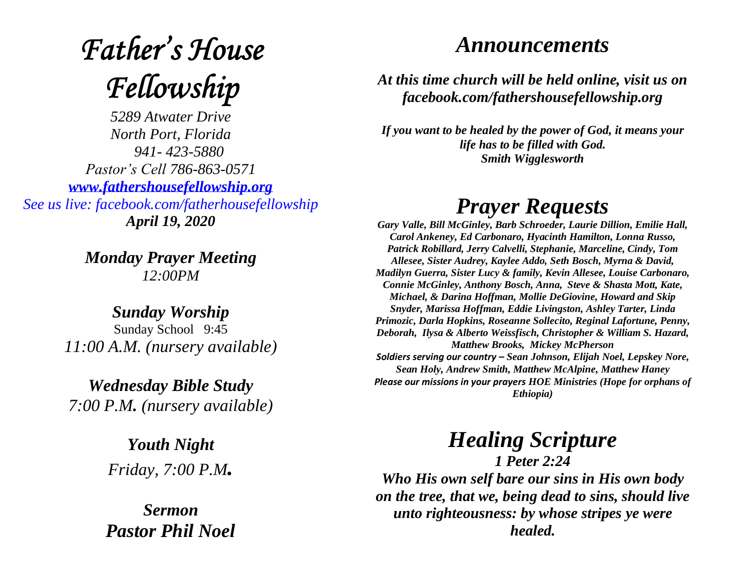# *Father's House Fellowship*

*5289 Atwater Drive*
*North Port, Florida*
*941- 423-5880*
*Pastor's Cell 786-863-0571*
*[www.fathershousefellowship.org](http://www.fathershousefellowship.org)*
*See us live: facebook.com/fatherhousefellowship*
***April 19, 2020***

***Monday Prayer Meeting***
*12:00PM*

***Sunday Worship***
Sunday School 9:45
*11:00 A.M. (nursery available)*

***Wednesday Bible Study***
*7:00 P.M. (nursery available)*

***Youth Night***
*Friday, 7:00 P.M.*

***Sermon***
***Pastor Phil Noel***

## *Announcements*

***At this time church will be held online, visit us on facebook.com/fathershousefellowship.org***

***If you want to be healed by the power of God, it means your life has to be filled with God.***
***Smith Wigglesworth***

## *Prayer Requests*

***Gary Valle, Bill McGinley, Barb Schroeder, Laurie Dillion, Emilie Hall, Carol Ankeney, Ed Carbonaro, Hyacinth Hamilton, Lonna Russo, Patrick Robillard, Jerry Calvelli, Stephanie, Marceline, Cindy, Tom Allesee, Sister Audrey, Kaylee Addo, Seth Bosch, Myrna & David, Madilyn Guerra, Sister Lucy & family, Kevin Allesee, Louise Carbonaro, Connie McGinley, Anthony Bosch, Anna, Steve & Shasta Mott, Kate, Michael, & Darina Hoffman, Mollie DeGiovine, Howard and Skip Snyder, Marissa Hoffman, Eddie Livingston, Ashley Tarter, Linda Primozic, Darla Hopkins, Roseanne Sollecito, Reginal Lafortune, Penny, Deborah, Ilysa & Alberto Weissfisch, Christopher & William S. Hazard, Matthew Brooks, Mickey McPherson***

***Soldiers serving our country – Sean Johnson, Elijah Noel, Lepskey Nore, Sean Holy, Andrew Smith, Matthew McAlpine, Matthew Haney***

***Please our missions in your prayers HOE Ministries (Hope for orphans of Ethiopia)***

## *Healing Scripture*

***1 Peter 2:24***

***Who His own self bare our sins in His own body on the tree, that we, being dead to sins, should live unto righteousness: by whose stripes ye were healed.***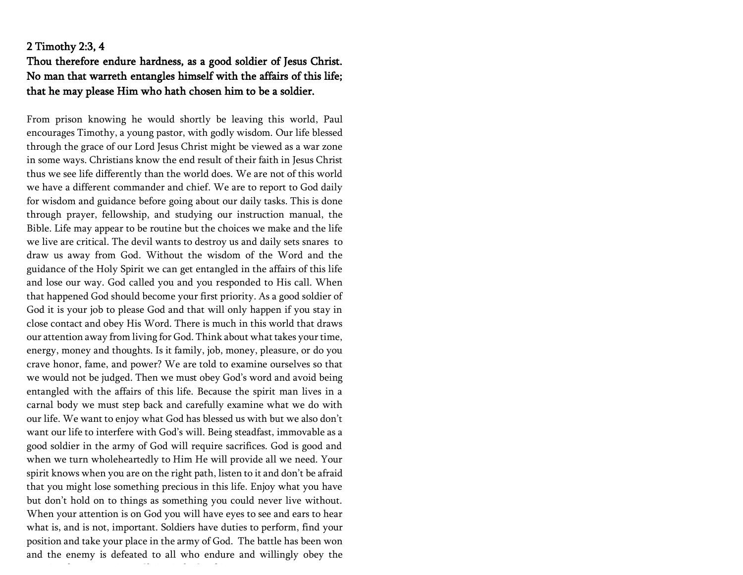2 Timothy 2:3, 4

**Thou therefore endure hardness, as a good soldier of Jesus Christ. No man that warreth entangles himself with the affairs of this life; that he may please Him who hath chosen him to be a soldier.**

From prison knowing he would shortly be leaving this world, Paul encourages Timothy, a young pastor, with godly wisdom. Our life blessed through the grace of our Lord Jesus Christ might be viewed as a war zone in some ways. Christians know the end result of their faith in Jesus Christ thus we see life differently than the world does. We are not of this world we have a different commander and chief. We are to report to God daily for wisdom and guidance before going about our daily tasks. This is done through prayer, fellowship, and studying our instruction manual, the Bible. Life may appear to be routine but the choices we make and the life we live are critical. The devil wants to destroy us and daily sets snares to draw us away from God. Without the wisdom of the Word and the guidance of the Holy Spirit we can get entangled in the affairs of this life and lose our way. God called you and you responded to His call. When that happened God should become your first priority. As a good soldier of God it is your job to please God and that will only happen if you stay in close contact and obey His Word. There is much in this world that draws our attention away from living for God. Think about what takes your time, energy, money and thoughts. Is it family, job, money, pleasure, or do you crave honor, fame, and power? We are told to examine ourselves so that we would not be judged. Then we must obey God's word and avoid being entangled with the affairs of this life. Because the spirit man lives in a carnal body we must step back and carefully examine what we do with our life. We want to enjoy what God has blessed us with but we also don't want our life to interfere with God's will. Being steadfast, immovable as a good soldier in the army of God will require sacrifices. God is good and when we turn wholeheartedly to Him He will provide all we need. Your spirit knows when you are on the right path, listen to it and don't be afraid that you might lose something precious in this life. Enjoy what you have but don't hold on to things as something you could never live without. When your attention is on God you will have eyes to see and ears to hear what is, and is not, important. Soldiers have duties to perform, find your position and take your place in the army of God. The battle has been won and the enemy is defeated to all who endure and willingly obey the